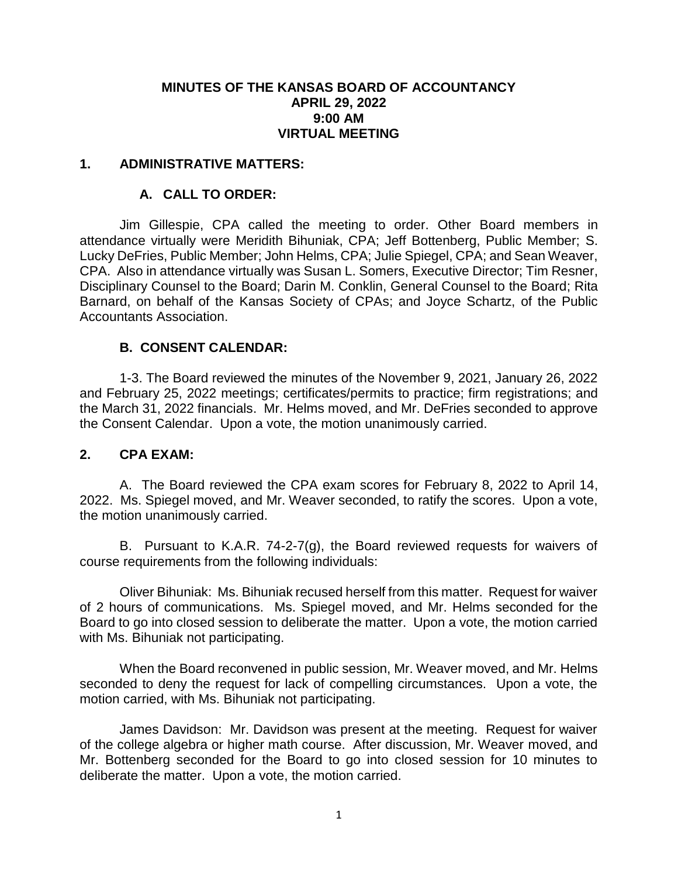# MINUTES OF THE KANSAS BOARD OF ACCOUNTANCY
## APRIL 29, 2022
## 9:00 AM
## VIRTUAL MEETING

## 1. ADMINISTRATIVE MATTERS:

### A. CALL TO ORDER:

Jim Gillespie, CPA called the meeting to order. Other Board members in attendance virtually were Meridith Bihuniak, CPA; Jeff Bottenberg, Public Member; S. Lucky DeFries, Public Member; John Helms, CPA; Julie Spiegel, CPA; and Sean Weaver, CPA. Also in attendance virtually was Susan L. Somers, Executive Director; Tim Resner, Disciplinary Counsel to the Board; Darin M. Conklin, General Counsel to the Board; Rita Barnard, on behalf of the Kansas Society of CPAs; and Joyce Schartz, of the Public Accountants Association.

### B. CONSENT CALENDAR:

1-3. The Board reviewed the minutes of the November 9, 2021, January 26, 2022 and February 25, 2022 meetings; certificates/permits to practice; firm registrations; and the March 31, 2022 financials. Mr. Helms moved, and Mr. DeFries seconded to approve the Consent Calendar. Upon a vote, the motion unanimously carried.

## 2. CPA EXAM:

A. The Board reviewed the CPA exam scores for February 8, 2022 to April 14, 2022. Ms. Spiegel moved, and Mr. Weaver seconded, to ratify the scores. Upon a vote, the motion unanimously carried.

B. Pursuant to K.A.R. 74-2-7(g), the Board reviewed requests for waivers of course requirements from the following individuals:

Oliver Bihuniak: Ms. Bihuniak recused herself from this matter. Request for waiver of 2 hours of communications. Ms. Spiegel moved, and Mr. Helms seconded for the Board to go into closed session to deliberate the matter. Upon a vote, the motion carried with Ms. Bihuniak not participating.

When the Board reconvened in public session, Mr. Weaver moved, and Mr. Helms seconded to deny the request for lack of compelling circumstances. Upon a vote, the motion carried, with Ms. Bihuniak not participating.

James Davidson: Mr. Davidson was present at the meeting. Request for waiver of the college algebra or higher math course. After discussion, Mr. Weaver moved, and Mr. Bottenberg seconded for the Board to go into closed session for 10 minutes to deliberate the matter. Upon a vote, the motion carried.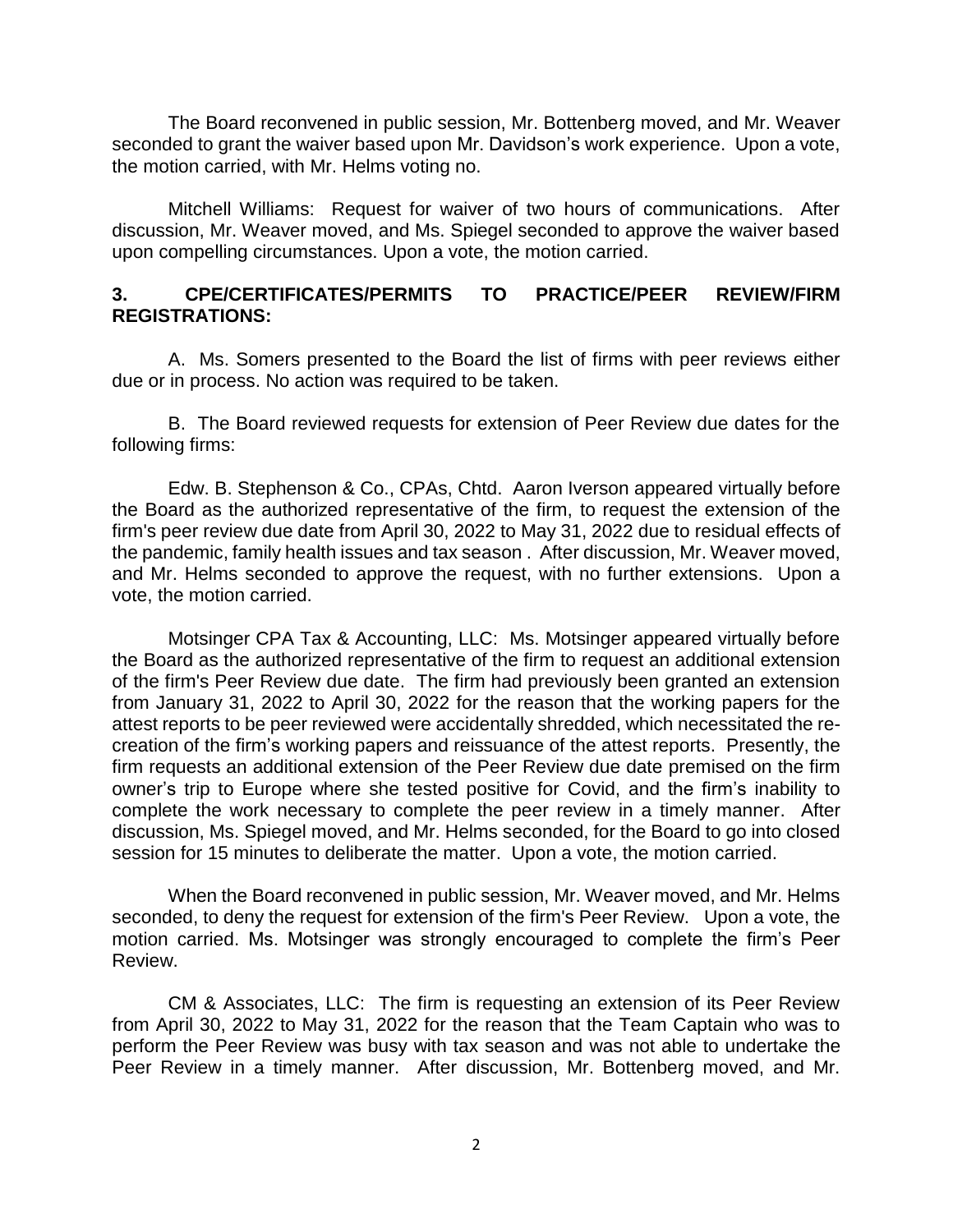The Board reconvened in public session, Mr. Bottenberg moved, and Mr. Weaver seconded to grant the waiver based upon Mr. Davidson's work experience. Upon a vote, the motion carried, with Mr. Helms voting no.

Mitchell Williams: Request for waiver of two hours of communications. After discussion, Mr. Weaver moved, and Ms. Spiegel seconded to approve the waiver based upon compelling circumstances. Upon a vote, the motion carried.

**3. CPE/CERTIFICATES/PERMITS TO PRACTICE/PEER REVIEW/FIRM REGISTRATIONS:**

A. Ms. Somers presented to the Board the list of firms with peer reviews either due or in process. No action was required to be taken.

B. The Board reviewed requests for extension of Peer Review due dates for the following firms:

Edw. B. Stephenson & Co., CPAs, Chtd. Aaron Iverson appeared virtually before the Board as the authorized representative of the firm, to request the extension of the firm's peer review due date from April 30, 2022 to May 31, 2022 due to residual effects of the pandemic, family health issues and tax season . After discussion, Mr. Weaver moved, and Mr. Helms seconded to approve the request, with no further extensions. Upon a vote, the motion carried.

Motsinger CPA Tax & Accounting, LLC: Ms. Motsinger appeared virtually before the Board as the authorized representative of the firm to request an additional extension of the firm's Peer Review due date. The firm had previously been granted an extension from January 31, 2022 to April 30, 2022 for the reason that the working papers for the attest reports to be peer reviewed were accidentally shredded, which necessitated the re-creation of the firm's working papers and reissuance of the attest reports. Presently, the firm requests an additional extension of the Peer Review due date premised on the firm owner's trip to Europe where she tested positive for Covid, and the firm's inability to complete the work necessary to complete the peer review in a timely manner. After discussion, Ms. Spiegel moved, and Mr. Helms seconded, for the Board to go into closed session for 15 minutes to deliberate the matter. Upon a vote, the motion carried.

When the Board reconvened in public session, Mr. Weaver moved, and Mr. Helms seconded, to deny the request for extension of the firm's Peer Review. Upon a vote, the motion carried. Ms. Motsinger was strongly encouraged to complete the firm's Peer Review.

CM & Associates, LLC: The firm is requesting an extension of its Peer Review from April 30, 2022 to May 31, 2022 for the reason that the Team Captain who was to perform the Peer Review was busy with tax season and was not able to undertake the Peer Review in a timely manner. After discussion, Mr. Bottenberg moved, and Mr.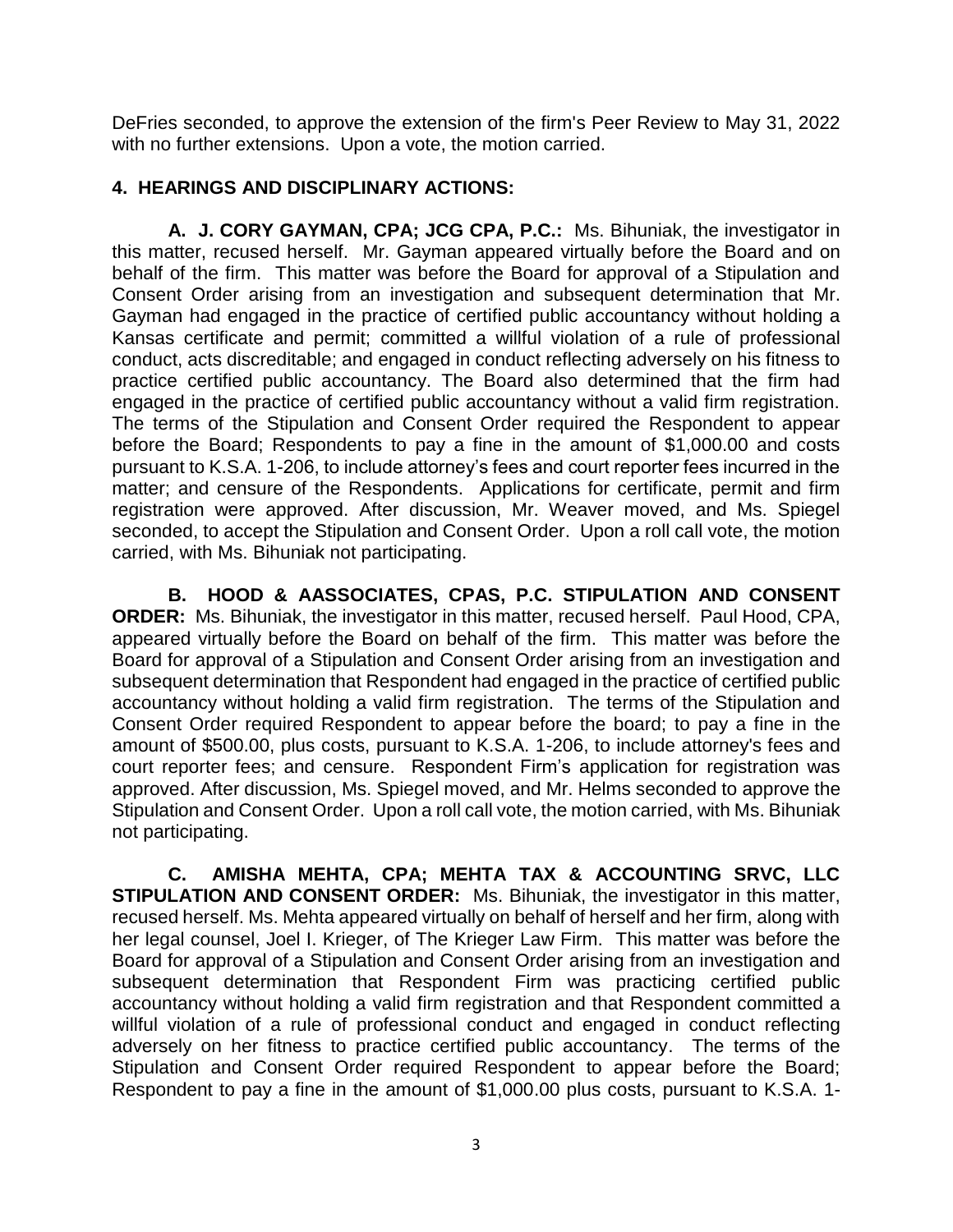DeFries seconded, to approve the extension of the firm's Peer Review to May 31, 2022 with no further extensions. Upon a vote, the motion carried.

## 4. HEARINGS AND DISCIPLINARY ACTIONS:

**A. J. CORY GAYMAN, CPA; JCG CPA, P.C.:** Ms. Bihuniak, the investigator in this matter, recused herself. Mr. Gayman appeared virtually before the Board and on behalf of the firm. This matter was before the Board for approval of a Stipulation and Consent Order arising from an investigation and subsequent determination that Mr. Gayman had engaged in the practice of certified public accountancy without holding a Kansas certificate and permit; committed a willful violation of a rule of professional conduct, acts discreditable; and engaged in conduct reflecting adversely on his fitness to practice certified public accountancy. The Board also determined that the firm had engaged in the practice of certified public accountancy without a valid firm registration. The terms of the Stipulation and Consent Order required the Respondent to appear before the Board; Respondents to pay a fine in the amount of $1,000.00 and costs pursuant to K.S.A. 1-206, to include attorney's fees and court reporter fees incurred in the matter; and censure of the Respondents. Applications for certificate, permit and firm registration were approved. After discussion, Mr. Weaver moved, and Ms. Spiegel seconded, to accept the Stipulation and Consent Order. Upon a roll call vote, the motion carried, with Ms. Bihuniak not participating.

**B. HOOD & AASSOCIATES, CPAS, P.C. STIPULATION AND CONSENT ORDER:** Ms. Bihuniak, the investigator in this matter, recused herself. Paul Hood, CPA, appeared virtually before the Board on behalf of the firm. This matter was before the Board for approval of a Stipulation and Consent Order arising from an investigation and subsequent determination that Respondent had engaged in the practice of certified public accountancy without holding a valid firm registration. The terms of the Stipulation and Consent Order required Respondent to appear before the board; to pay a fine in the amount of $500.00, plus costs, pursuant to K.S.A. 1-206, to include attorney's fees and court reporter fees; and censure. Respondent Firm's application for registration was approved. After discussion, Ms. Spiegel moved, and Mr. Helms seconded to approve the Stipulation and Consent Order. Upon a roll call vote, the motion carried, with Ms. Bihuniak not participating.

**C. AMISHA MEHTA, CPA; MEHTA TAX & ACCOUNTING SRVC, LLC STIPULATION AND CONSENT ORDER:** Ms. Bihuniak, the investigator in this matter, recused herself. Ms. Mehta appeared virtually on behalf of herself and her firm, along with her legal counsel, Joel I. Krieger, of The Krieger Law Firm. This matter was before the Board for approval of a Stipulation and Consent Order arising from an investigation and subsequent determination that Respondent Firm was practicing certified public accountancy without holding a valid firm registration and that Respondent committed a willful violation of a rule of professional conduct and engaged in conduct reflecting adversely on her fitness to practice certified public accountancy. The terms of the Stipulation and Consent Order required Respondent to appear before the Board; Respondent to pay a fine in the amount of $1,000.00 plus costs, pursuant to K.S.A. 1-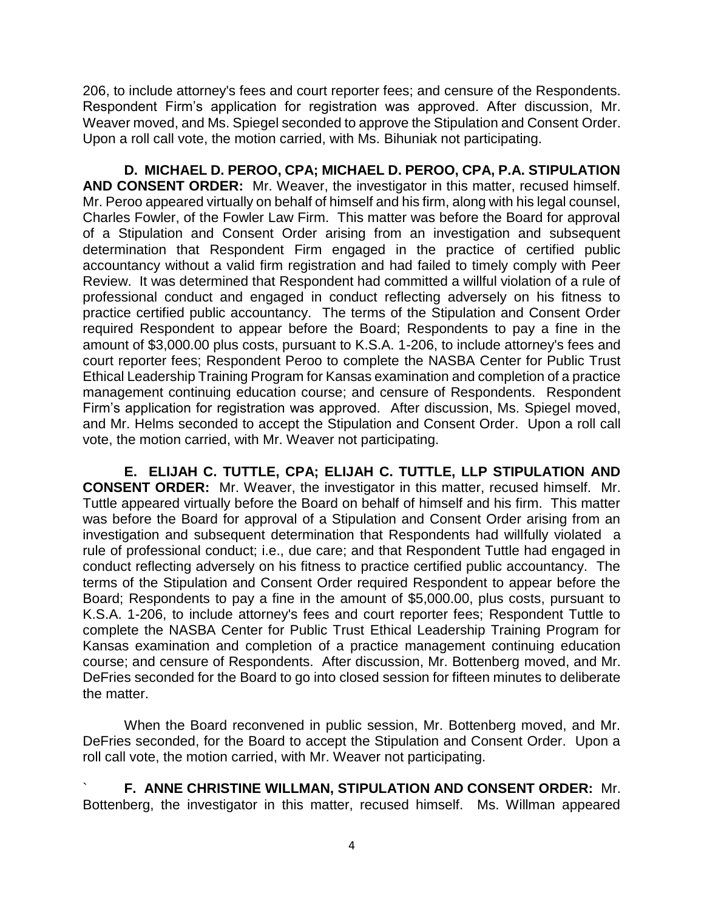206, to include attorney's fees and court reporter fees; and censure of the Respondents. Respondent Firm's application for registration was approved. After discussion, Mr. Weaver moved, and Ms. Spiegel seconded to approve the Stipulation and Consent Order. Upon a roll call vote, the motion carried, with Ms. Bihuniak not participating.

**D. MICHAEL D. PEROO, CPA; MICHAEL D. PEROO, CPA, P.A. STIPULATION AND CONSENT ORDER:** Mr. Weaver, the investigator in this matter, recused himself. Mr. Peroo appeared virtually on behalf of himself and his firm, along with his legal counsel, Charles Fowler, of the Fowler Law Firm. This matter was before the Board for approval of a Stipulation and Consent Order arising from an investigation and subsequent determination that Respondent Firm engaged in the practice of certified public accountancy without a valid firm registration and had failed to timely comply with Peer Review. It was determined that Respondent had committed a willful violation of a rule of professional conduct and engaged in conduct reflecting adversely on his fitness to practice certified public accountancy. The terms of the Stipulation and Consent Order required Respondent to appear before the Board; Respondents to pay a fine in the amount of $3,000.00 plus costs, pursuant to K.S.A. 1-206, to include attorney's fees and court reporter fees; Respondent Peroo to complete the NASBA Center for Public Trust Ethical Leadership Training Program for Kansas examination and completion of a practice management continuing education course; and censure of Respondents. Respondent Firm's application for registration was approved. After discussion, Ms. Spiegel moved, and Mr. Helms seconded to accept the Stipulation and Consent Order. Upon a roll call vote, the motion carried, with Mr. Weaver not participating.

**E. ELIJAH C. TUTTLE, CPA; ELIJAH C. TUTTLE, LLP STIPULATION AND CONSENT ORDER:** Mr. Weaver, the investigator in this matter, recused himself. Mr. Tuttle appeared virtually before the Board on behalf of himself and his firm. This matter was before the Board for approval of a Stipulation and Consent Order arising from an investigation and subsequent determination that Respondents had willfully violated a rule of professional conduct; i.e., due care; and that Respondent Tuttle had engaged in conduct reflecting adversely on his fitness to practice certified public accountancy. The terms of the Stipulation and Consent Order required Respondent to appear before the Board; Respondents to pay a fine in the amount of $5,000.00, plus costs, pursuant to K.S.A. 1-206, to include attorney's fees and court reporter fees; Respondent Tuttle to complete the NASBA Center for Public Trust Ethical Leadership Training Program for Kansas examination and completion of a practice management continuing education course; and censure of Respondents. After discussion, Mr. Bottenberg moved, and Mr. DeFries seconded for the Board to go into closed session for fifteen minutes to deliberate the matter.

When the Board reconvened in public session, Mr. Bottenberg moved, and Mr. DeFries seconded, for the Board to accept the Stipulation and Consent Order. Upon a roll call vote, the motion carried, with Mr. Weaver not participating.

` **F. ANNE CHRISTINE WILLMAN, STIPULATION AND CONSENT ORDER:** Mr. Bottenberg, the investigator in this matter, recused himself. Ms. Willman appeared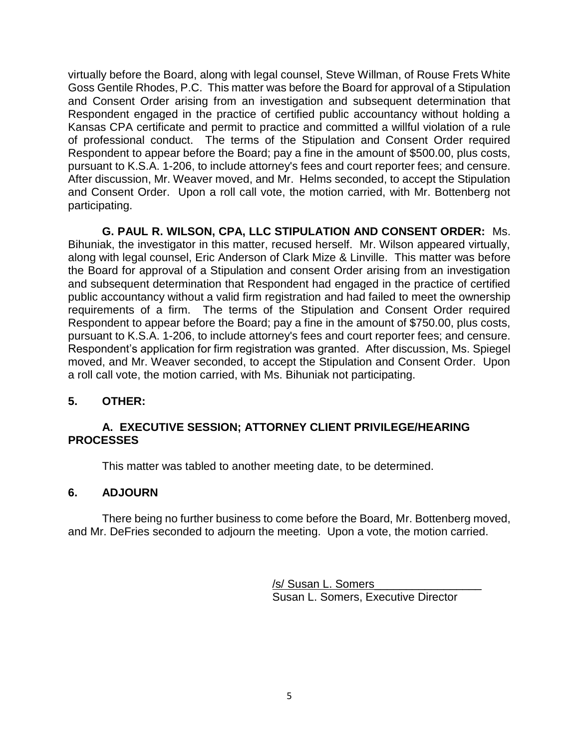virtually before the Board, along with legal counsel, Steve Willman, of Rouse Frets White Goss Gentile Rhodes, P.C. This matter was before the Board for approval of a Stipulation and Consent Order arising from an investigation and subsequent determination that Respondent engaged in the practice of certified public accountancy without holding a Kansas CPA certificate and permit to practice and committed a willful violation of a rule of professional conduct. The terms of the Stipulation and Consent Order required Respondent to appear before the Board; pay a fine in the amount of $500.00, plus costs, pursuant to K.S.A. 1-206, to include attorney's fees and court reporter fees; and censure. After discussion, Mr. Weaver moved, and Mr. Helms seconded, to accept the Stipulation and Consent Order. Upon a roll call vote, the motion carried, with Mr. Bottenberg not participating.

**G. PAUL R. WILSON, CPA, LLC STIPULATION AND CONSENT ORDER:** Ms. Bihuniak, the investigator in this matter, recused herself. Mr. Wilson appeared virtually, along with legal counsel, Eric Anderson of Clark Mize & Linville. This matter was before the Board for approval of a Stipulation and consent Order arising from an investigation and subsequent determination that Respondent had engaged in the practice of certified public accountancy without a valid firm registration and had failed to meet the ownership requirements of a firm. The terms of the Stipulation and Consent Order required Respondent to appear before the Board; pay a fine in the amount of $750.00, plus costs, pursuant to K.S.A. 1-206, to include attorney's fees and court reporter fees; and censure. Respondent's application for firm registration was granted. After discussion, Ms. Spiegel moved, and Mr. Weaver seconded, to accept the Stipulation and Consent Order. Upon a roll call vote, the motion carried, with Ms. Bihuniak not participating.

## 5. OTHER:

### A. EXECUTIVE SESSION; ATTORNEY CLIENT PRIVILEGE/HEARING PROCESSES

This matter was tabled to another meeting date, to be determined.

## 6. ADJOURN

There being no further business to come before the Board, Mr. Bottenberg moved, and Mr. DeFries seconded to adjourn the meeting. Upon a vote, the motion carried.

/s/ Susan L. Somers
Susan L. Somers, Executive Director